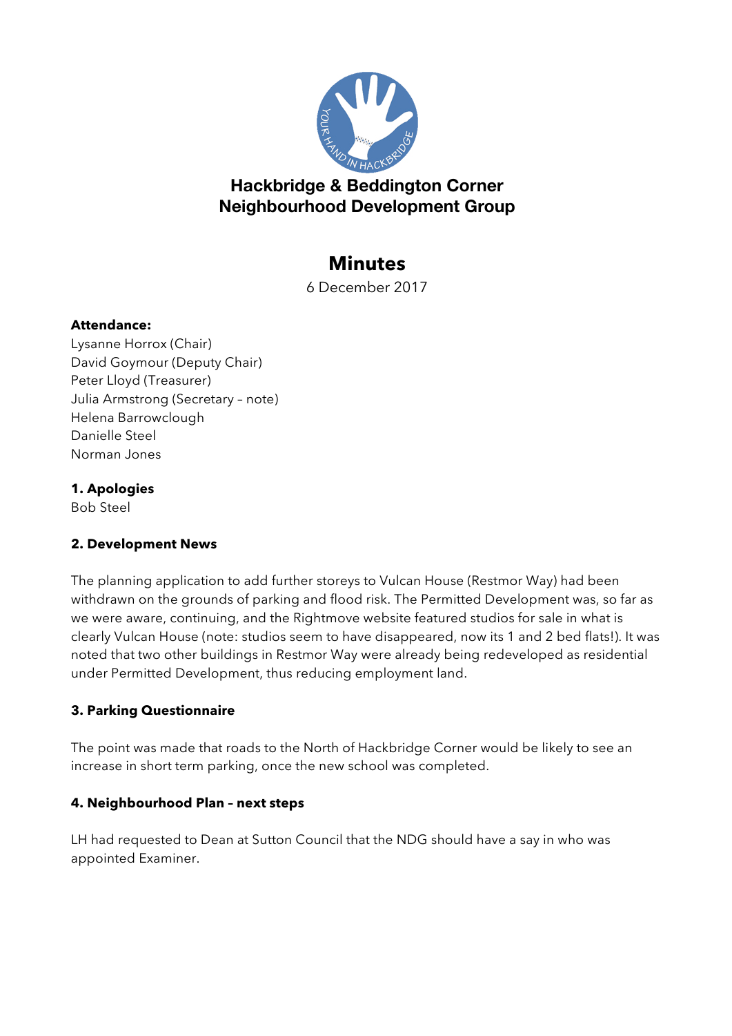# Hackbridge & Beddington Corner Neighbourhood Development Group

## Minutes

6 December 2017

**Attendance:**
Lysanne Horrox (Chair)
David Goymour (Deputy Chair)
Peter Lloyd (Treasurer)
Julia Armstrong (Secretary – note)
Helena Barrowclough
Danielle Steel
Norman Jones

**1. Apologies**
Bob Steel

**2. Development News**

The planning application to add further storeys to Vulcan House (Restmor Way) had been withdrawn on the grounds of parking and flood risk. The Permitted Development was, so far as we were aware, continuing, and the Rightmove website featured studios for sale in what is clearly Vulcan House (note: studios seem to have disappeared, now its 1 and 2 bed flats!). It was noted that two other buildings in Restmor Way were already being redeveloped as residential under Permitted Development, thus reducing employment land.

**3. Parking Questionnaire**

The point was made that roads to the North of Hackbridge Corner would be likely to see an increase in short term parking, once the new school was completed.

**4. Neighbourhood Plan – next steps**

LH had requested to Dean at Sutton Council that the NDG should have a say in who was appointed Examiner.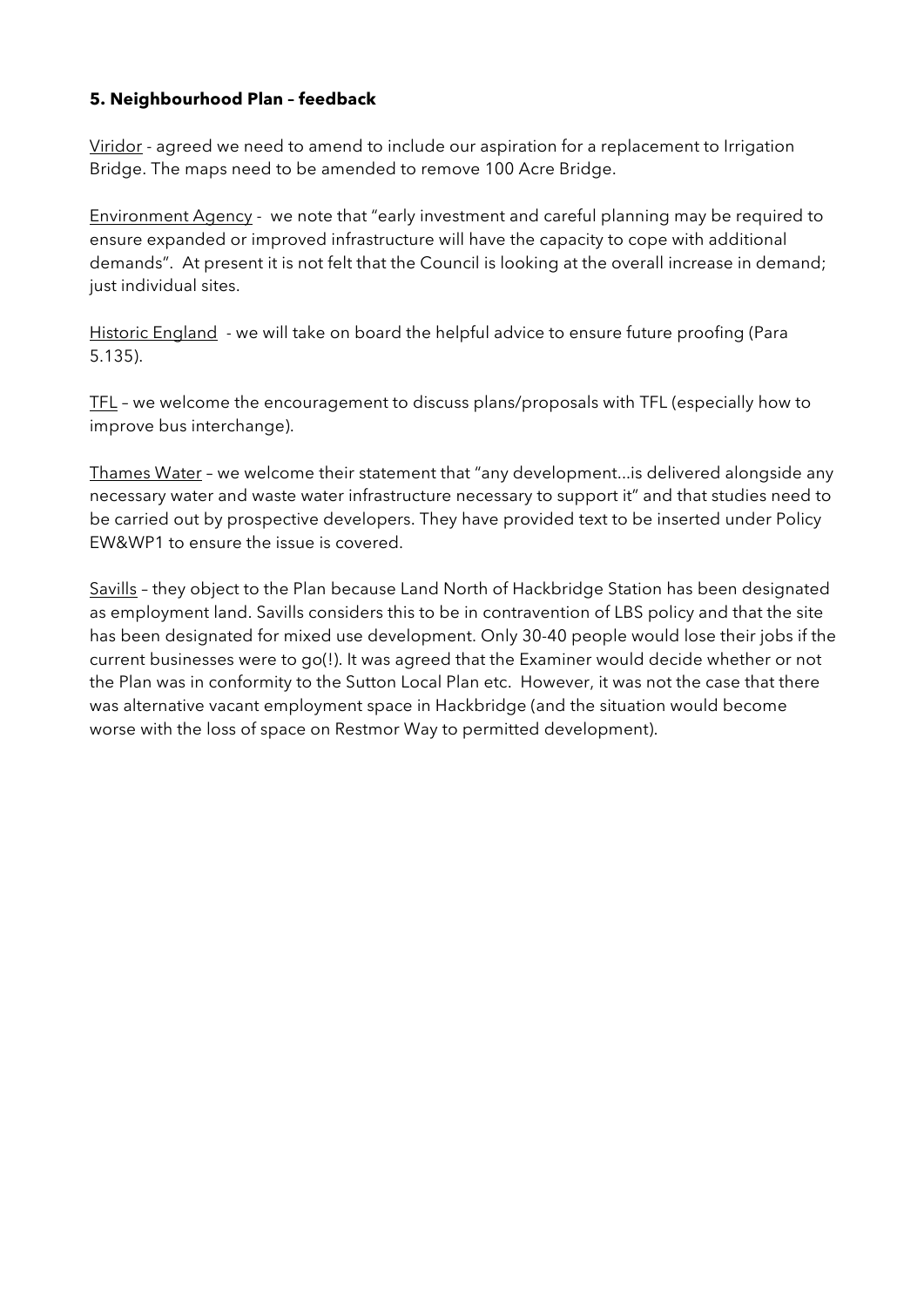### 5. Neighbourhood Plan – feedback

Viridor - agreed we need to amend to include our aspiration for a replacement to Irrigation Bridge. The maps need to be amended to remove 100 Acre Bridge.

Environment Agency - we note that "early investment and careful planning may be required to ensure expanded or improved infrastructure will have the capacity to cope with additional demands". At present it is not felt that the Council is looking at the overall increase in demand; just individual sites.

Historic England - we will take on board the helpful advice to ensure future proofing (Para 5.135).

TFL – we welcome the encouragement to discuss plans/proposals with TFL (especially how to improve bus interchange).

Thames Water – we welcome their statement that "any development…is delivered alongside any necessary water and waste water infrastructure necessary to support it" and that studies need to be carried out by prospective developers. They have provided text to be inserted under Policy EW&WP1 to ensure the issue is covered.

Savills – they object to the Plan because Land North of Hackbridge Station has been designated as employment land. Savills considers this to be in contravention of LBS policy and that the site has been designated for mixed use development. Only 30-40 people would lose their jobs if the current businesses were to go(!). It was agreed that the Examiner would decide whether or not the Plan was in conformity to the Sutton Local Plan etc. However, it was not the case that there was alternative vacant employment space in Hackbridge (and the situation would become worse with the loss of space on Restmor Way to permitted development).